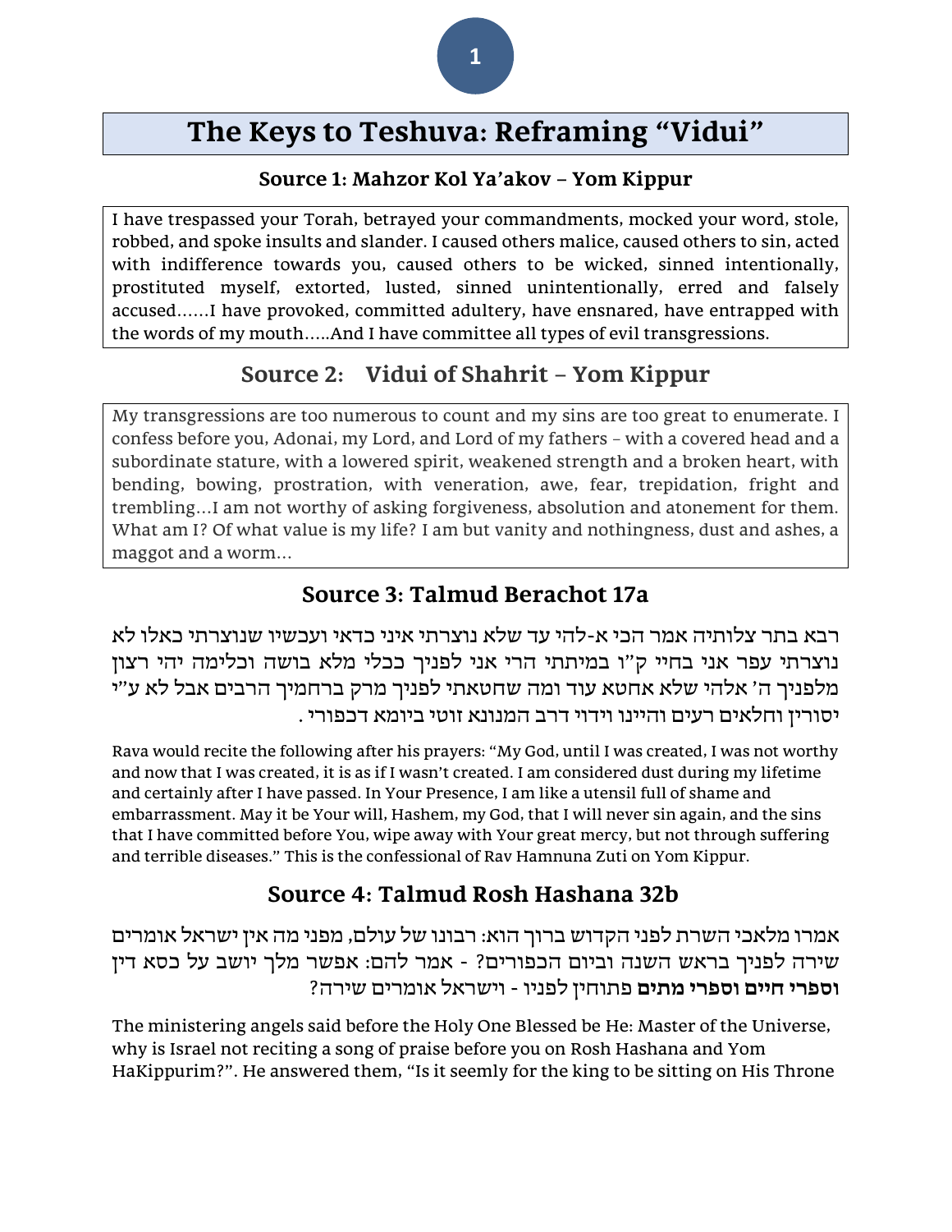# The Keys to Teshuva: Reframing "Vidui"

### Source 1: Mahzor Kol Ya'akov – Yom Kippur

I have trespassed your Torah, betrayed your commandments, mocked your word, stole, robbed, and spoke insults and slander. I caused others malice, caused others to sin, acted with indifference towards you, caused others to be wicked, sinned intentionally, prostituted myself, extorted, lusted, sinned unintentionally, erred and falsely accused……I have provoked, committed adultery, have ensnared, have entrapped with the words of my mouth…..And I have committee all types of evil transgressions.

## Source 2: Vidui of Shahrit – Yom Kippur

My transgressions are too numerous to count and my sins are too great to enumerate. I confess before you, Adonai, my Lord, and Lord of my fathers – with a covered head and a subordinate stature, with a lowered spirit, weakened strength and a broken heart, with bending, bowing, prostration, with veneration, awe, fear, trepidation, fright and trembling…I am not worthy of asking forgiveness, absolution and atonement for them. What am I? Of what value is my life? I am but vanity and nothingness, dust and ashes, a maggot and a worm…

## Source 3: Talmud Berachot 17a

רבא בתר צלותיה אמר הכי א-להי עד שלא נוצרתי איני כדאי ועכשיו שנוצרתי כאלו לא נוצרתי עפר אני בחיי ק"ו במיתתי הרי אני לפניך ככלי מלא בושה וכלימה יהי רצון מלפניך ה' אלהי שלא אחטא עוד ומה שחטאתי לפניך מרק ברחמיך הרבים אבל לא ע"י יסורין וחלאים רעים והיינו וידוי דרב המנונא זוטי ביומא דכפורי .

Rava would recite the following after his prayers: "My God, until I was created, I was not worthy and now that I was created, it is as if I wasn't created. I am considered dust during my lifetime and certainly after I have passed. In Your Presence, I am like a utensil full of shame and embarrassment. May it be Your will, Hashem, my God, that I will never sin again, and the sins that I have committed before You, wipe away with Your great mercy, but not through suffering and terrible diseases." This is the confessional of Rav Hamnuna Zuti on Yom Kippur.

## Source 4: Talmud Rosh Hashana 32b

אמרו מלאכי השרת לפני הקדוש ברוך הוא: רבונו של עולם, מפני מה אין ישראל אומרים שירה לפניך בראש השנה וביום הכפורים? - אמר להם: אפשר מלך יושב על כסא דין **וספרי חיים וספרי מתים** פתוחין לפניו - וישראל אומרים שירה?

The ministering angels said before the Holy One Blessed be He: Master of the Universe, why is Israel not reciting a song of praise before you on Rosh Hashana and Yom HaKippurim?". He answered them, "Is it seemly for the king to be sitting on His Throne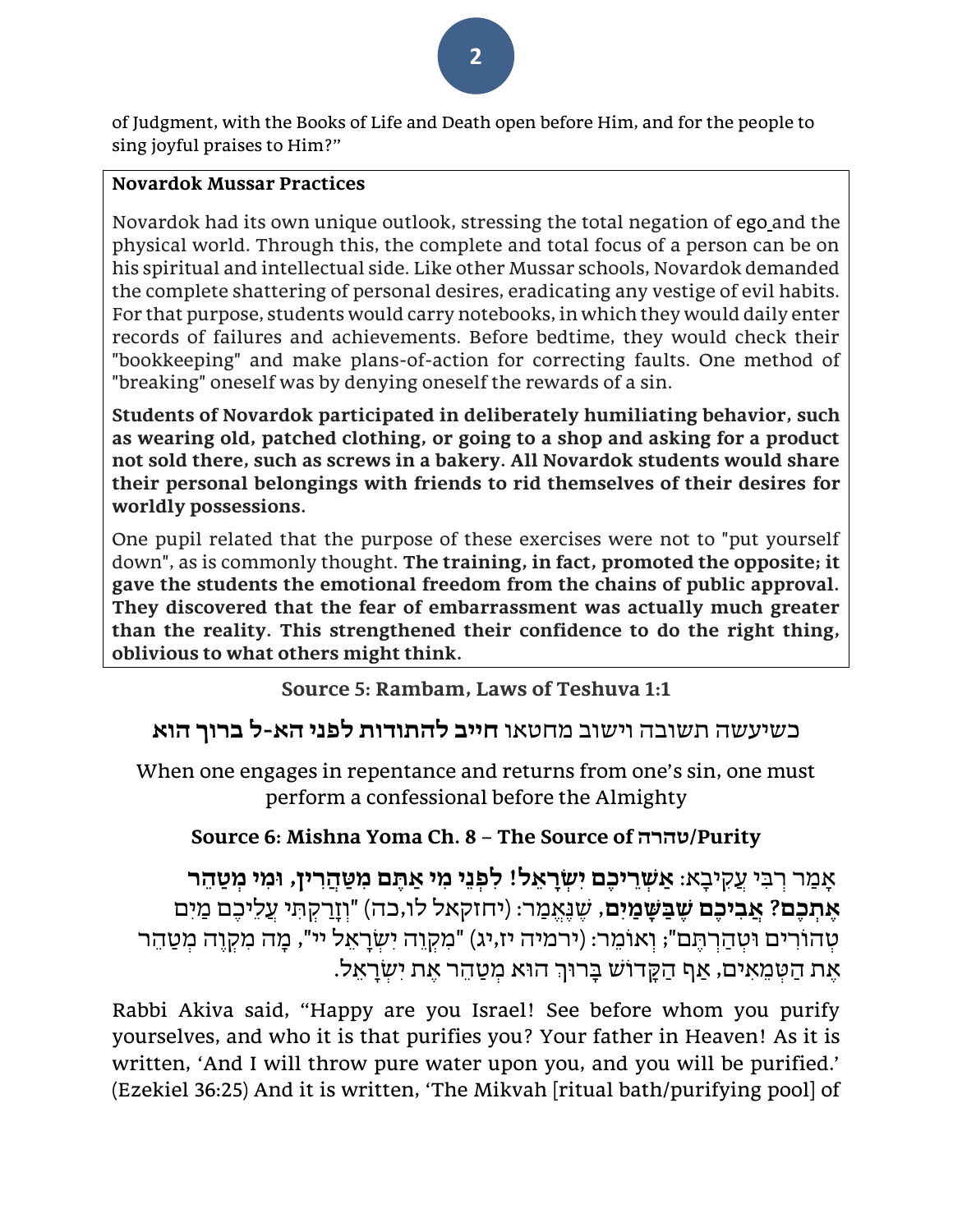of Judgment, with the Books of Life and Death open before Him, and for the people to sing joyful praises to Him?"

**Novardok Mussar Practices**

Novardok had its own unique outlook, stressing the total negation of ego and the physical world. Through this, the complete and total focus of a person can be on his spiritual and intellectual side. Like other Mussar schools, Novardok demanded the complete shattering of personal desires, eradicating any vestige of evil habits. For that purpose, students would carry notebooks, in which they would daily enter records of failures and achievements. Before bedtime, they would check their "bookkeeping" and make plans-of-action for correcting faults. One method of "breaking" oneself was by denying oneself the rewards of a sin.

**Students of Novardok participated in deliberately humiliating behavior, such as wearing old, patched clothing, or going to a shop and asking for a product not sold there, such as screws in a bakery. All Novardok students would share their personal belongings with friends to rid themselves of their desires for worldly possessions.**

One pupil related that the purpose of these exercises were not to "put yourself down", as is commonly thought. **The training, in fact, promoted the opposite; it gave the students the emotional freedom from the chains of public approval. They discovered that the fear of embarrassment was actually much greater than the reality. This strengthened their confidence to do the right thing, oblivious to what others might think.**

### Source 5: Rambam, Laws of Teshuva 1:1

כשיעשה תשובה וישוב מחטאו **חייב להתודות לפני הא-ל ברוך הוא**

When one engages in repentance and returns from one's sin, one must perform a confessional before the Almighty

### Source 6: Mishna Yoma Ch. 8 – The Source of טהרה/Purity

אָמַר רַבִּי עֲקִיבָא: **אַשְׁרֵיכֶם יִשְׂרָאֵל! לִפְנֵי מִי אַתֶּם מִטַּהֲרִין, וּמִי מְטַהֵר אֶתְכֶם? אֲבִיכֶם שֶׁבַּשָּׁמַיִם**, שֶׁנֶּאֱמַר: (יחזקאל לו,כה) "וְזָרַקְתִּי עֲלֵיכֶם מַיִם טְהוֹרִים וּטְהַרְתֶּם"; וְאוֹמֵר: (ירמיה יז,יג) "מִקְוֵה יִשְׂרָאֵל יי", מָה מִקְוֶה מְטַהֵר אֶת הַטְּמֵאִים, אַף הַקָּדוֹשׁ בָּרוּךְ הוּא מְטַהֵר אֶת יִשְׂרָאֵל.

Rabbi Akiva said, "Happy are you Israel! See before whom you purify yourselves, and who it is that purifies you? Your father in Heaven! As it is written, 'And I will throw pure water upon you, and you will be purified.' (Ezekiel 36:25) And it is written, 'The Mikvah [ritual bath/purifying pool] of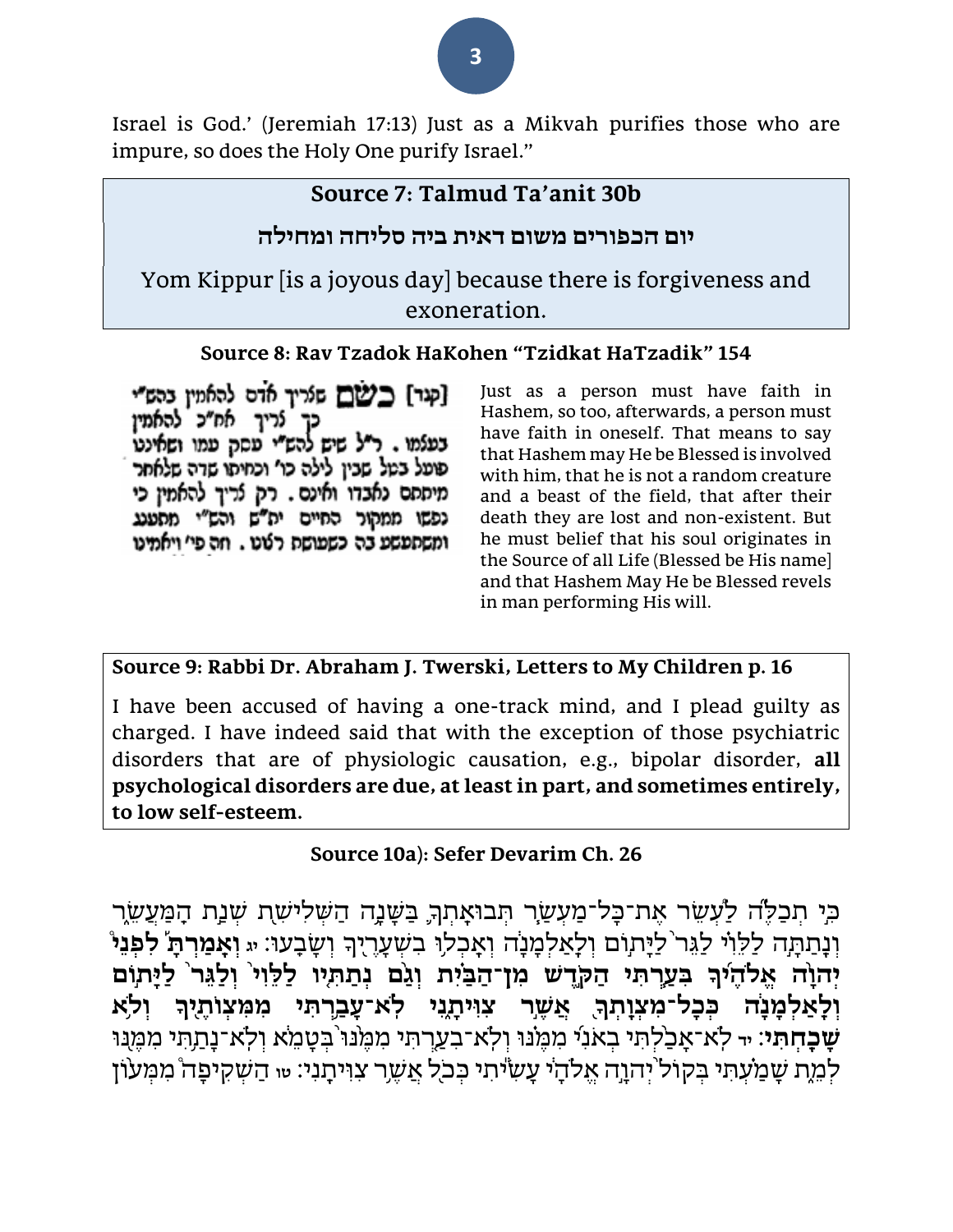Israel is God.' (Jeremiah 17:13) Just as a Mikvah purifies those who are impure, so does the Holy One purify Israel."

## Source 7: Talmud Ta'anit 30b

**יום הכפורים משום דאית ביה סליחה ומחילה**

Yom Kippur [is a joyous day] because there is forgiveness and exoneration.

## Source 8: Rav Tzadok HaKohen "Tzidkat HaTzadik" 154

[קנד] **כשם** שצריך אדם להאמין בהשי"ת כך צריך אח"כ להאמין בעצמו. ר"ל שיש להשי"ת עסק עמו ושאינו פועל בטל שכלה כו' וכחיתו שדה שלאחר מיתתם נאבדו ואינם. רק צריך להאמין כי נפשו ממקור החיים ית"ש והשי"ת מתענג ומשתעשע בה כשעושה רצונו. וזה פי' ויאמינו

Just as a person must have faith in Hashem, so too, afterwards, a person must have faith in oneself. That means to say that Hashem may He be Blessed is involved with him, that he is not a random creature and a beast of the field, that after their death they are lost and non-existent. But he must belief that his soul originates in the Source of all Life (Blessed be His name] and that Hashem May He be Blessed revels in man performing His will.

## Source 9: Rabbi Dr. Abraham J. Twerski, Letters to My Children p. 16

I have been accused of having a one-track mind, and I plead guilty as charged. I have indeed said that with the exception of those psychiatric disorders that are of physiologic causation, e.g., bipolar disorder, **all psychological disorders are due, at least in part, and sometimes entirely, to low self-esteem.**

## Source 10a): Sefer Devarim Ch. 26

כִּ֣י תְכַלֶּ֞ה לַ֠עְשֵׂר אֶת־כָּל־מַעְשַׂ֧ר תְּבוּאָתְךָ֛ בַּשָּׁנָ֥ה הַשְּׁלִישִׁ֖ת שְׁנַ֣ת הַֽמַּעֲשֵׂ֑ר וְנָתַתָּ֣ה לַלֵּוִ֗י לַגֵּר֙ לַיָּת֣וֹם וְלָֽאַלְמָנָ֔ה וְאָכְל֥וּ בִשְׁעָרֶ֖יךָ וְשָׂבֵֽעוּ׃ יג **וְאָמַרְתָּ֡ לִפְנֵי֩ יְהוָ֨ה אֱלֹהֶ֜יךָ בִּעַ֧רְתִּי הַקֹּ֣דֶשׁ מִן־הַבַּ֗יִת וְגַ֨ם נְתַתִּ֤יו לַלֵּוִי֙ וְלַגֵּר֙ לַיָּת֣וֹם וְלָֽאַלְמָנָ֔ה כְּכָל־מִצְוָתְךָ֖ אֲשֶׁ֣ר צִוִּיתָ֑נִי לֹֽא־עָבַ֥רְתִּי מִמִּצְוֺתֶ֖יךָ וְלֹ֥א שָׁכָֽחְתִּי׃** יד לֹֽא־אָכַ֨לְתִּי בְאֹנִ֜י מִמֶּ֗נּוּ וְלֹֽא־בִעַ֤רְתִּי מִמֶּ֙נּוּ֙ בְּטָמֵ֔א וְלֹֽא־נָתַ֥תִּי מִמֶּ֖נּוּ לְמֵ֑ת שָׁמַ֗עְתִּי בְּקוֹל֙ יְהוָ֣ה אֱלֹהָ֔י עָשִׂ֕יתִי כְּכֹ֖ל אֲשֶׁ֥ר צִוִּיתָֽנִי׃ טו הַשְׁקִ֩יפָה֩ מִמְּע֨וֹן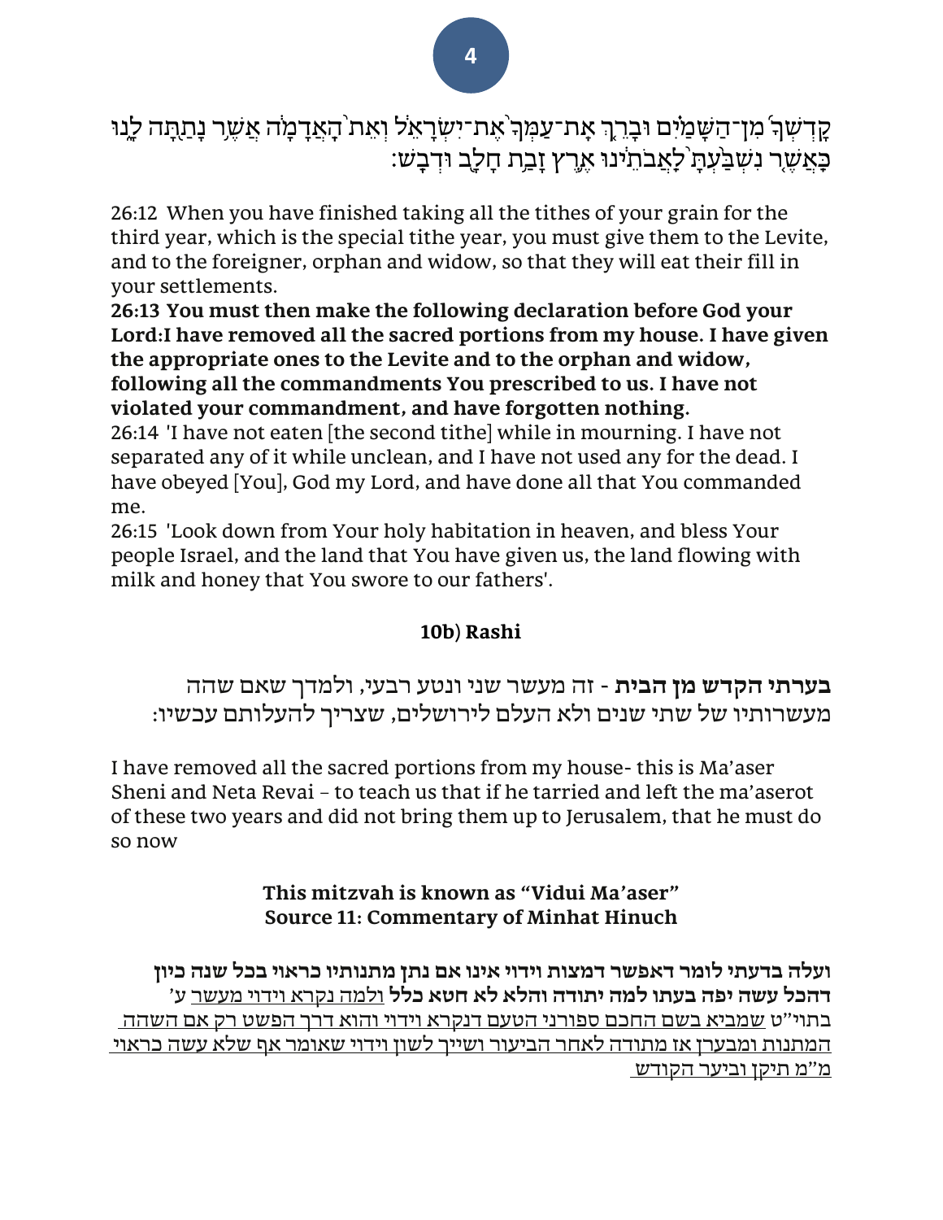קָדְשְׁךָ֜ מִן־הַשָּׁמַ֗יִם וּבָרֵ֤ךְ אֶֽת־עַמְּךָ֙ אֶת־יִשְׂרָאֵ֔ל וְאֵת֙ הָאֲדָמָ֔ה אֲשֶׁ֖ר נָתַ֣תָּה לָ֑נוּ כַּאֲשֶׁ֤ר נִשְׁבַּ֙עְתָּ֙ לַאֲבֹתֵ֔ינוּ אֶ֛רֶץ זָבַ֥ת חָלָ֖ב וּדְבָֽשׁ׃

26:12 When you have finished taking all the tithes of your grain for the third year, which is the special tithe year, you must give them to the Levite, and to the foreigner, orphan and widow, so that they will eat their fill in your settlements.

**26:13 You must then make the following declaration before God your Lord:I have removed all the sacred portions from my house. I have given the appropriate ones to the Levite and to the orphan and widow, following all the commandments You prescribed to us. I have not violated your commandment, and have forgotten nothing.**

26:14 'I have not eaten [the second tithe] while in mourning. I have not separated any of it while unclean, and I have not used any for the dead. I have obeyed [You], God my Lord, and have done all that You commanded me.

26:15 'Look down from Your holy habitation in heaven, and bless Your people Israel, and the land that You have given us, the land flowing with milk and honey that You swore to our fathers'.

### 10b) Rashi

**בערתי הקדש מן הבית** - זה מעשר שני ונטע רבעי, ולמדך שאם שהה מעשרותיו של שתי שנים ולא העלם לירושלים, שצריך להעלותם עכשיו:

I have removed all the sacred portions from my house- this is Ma'aser Sheni and Neta Revai – to teach us that if he tarried and left the ma'aserot of these two years and did not bring them up to Jerusalem, that he must do so now

**This mitzvah is known as "Vidui Ma'aser"**
**Source 11: Commentary of Minhat Hinuch**

**ועלה בדעתי לומר דאפשר דמצות וידוי אינו אם נתן מתנותיו כראוי בכל שנה כיון דהכל עשה יפה בעתו למה יתודה והלא לא חטא כלל** ולמה נקרא וידוי מעשר ע' בתוי"ט שמביא בשם החכם ספורני הטעם דנקרא וידוי והוא דרך הפשט רק אם השהה המתנות ומבערן אז מתודה לאחר הביעור ושייך לשון וידוי שאומר אף שלא עשה כראוי מ"מ תיקן וביער הקודש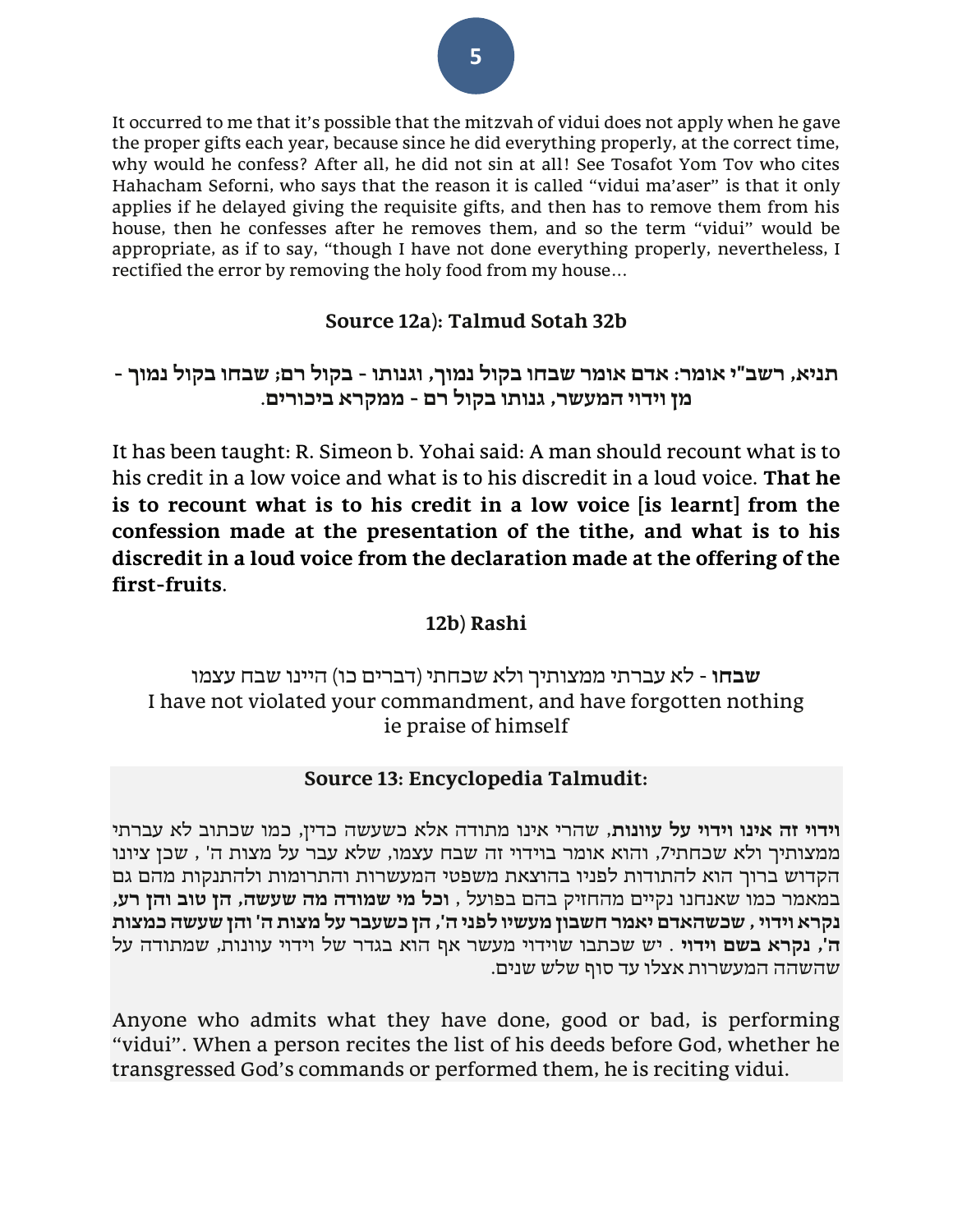It occurred to me that it's possible that the mitzvah of vidui does not apply when he gave the proper gifts each year, because since he did everything properly, at the correct time, why would he confess? After all, he did not sin at all! See Tosafot Yom Tov who cites Hahacham Seforni, who says that the reason it is called "vidui ma'aser" is that it only applies if he delayed giving the requisite gifts, and then has to remove them from his house, then he confesses after he removes them, and so the term "vidui" would be appropriate, as if to say, "though I have not done everything properly, nevertheless, I rectified the error by removing the holy food from my house…

### Source 12a): Talmud Sotah 32b

**תניא, רשב"י אומר: אדם אומר שבחו בקול נמוך, וגנותו - בקול רם; שבחו בקול נמוך - מן וידוי המעשר, גנותו בקול רם - ממקרא ביכורים.**

It has been taught: R. Simeon b. Yohai said: A man should recount what is to his credit in a low voice and what is to his discredit in a loud voice. **That he is to recount what is to his credit in a low voice [is learnt] from the confession made at the presentation of the tithe, and what is to his discredit in a loud voice from the declaration made at the offering of the first-fruits**.

### 12b) Rashi

**שבחו** - לא עברתי ממצותיך ולא שכחתי (דברים כו) היינו שבח עצמו
I have not violated your commandment, and have forgotten nothing
ie praise of himself

### Source 13: Encyclopedia Talmudit:

**וידוי זה אינו וידוי על עוונות**, שהרי אינו מתודה אלא כשעשה כדין, כמו שכתוב לא עברתי ממצותיך ולא שכחתי7, והוא אומר בוידוי זה שבח עצמו, שלא עבר על מצות ה' , שכן ציונו הקדוש ברוך הוא להתודות לפניו בהוצאת משפטי המעשרות והתרומות ולהתנקות מהם גם במאמר כמו שאנחנו נקיים מהחזיק בהם בפועל , **וכל מי שמודה מה שעשה, הן טוב והן רע, נקרא וידוי , שכשהאדם יאמר חשבון מעשיו לפני ה', הן כשעבר על מצות ה' והן שעשה כמצות ה', נקרא בשם וידוי** . יש שכתבו שוידוי מעשר אף הוא בגדר של וידוי עוונות, שמתודה על שהשהה המעשרות אצלו עד סוף שלש שנים.

Anyone who admits what they have done, good or bad, is performing "vidui". When a person recites the list of his deeds before God, whether he transgressed God's commands or performed them, he is reciting vidui.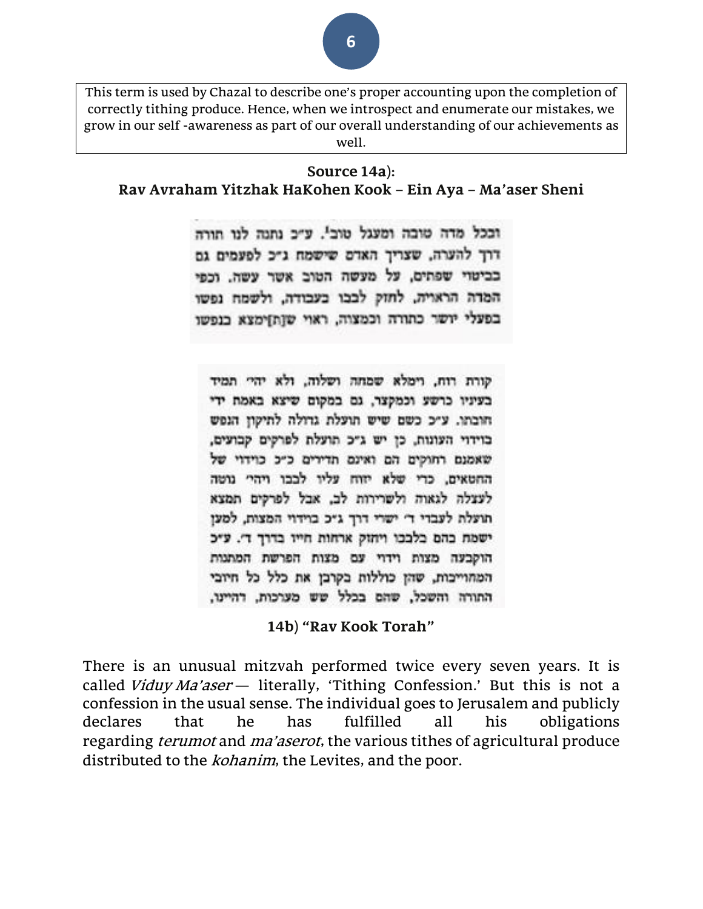This term is used by Chazal to describe one's proper accounting upon the completion of correctly tithing produce. Hence, when we introspect and enumerate our mistakes, we grow in our self -awareness as part of our overall understanding of our achievements as well.

**Source 14a):**
**Rav Avraham Yitzhak HaKohen Kook – Ein Aya – Ma'aser Sheni**

וככל מדה טובה ומעגל טוב¹. ע"כ נתנה לנו תורה דרך להערה, שצריך האדם שישמח ג"כ לפעמים גם בביטוי שפתים, על מעשה הטוב אשר עשה. וכפי המדה הראויה, לחזק לבבו בעבודה, ולשמח נפשו בפעלי יושר כתורה וכמצוה, ראוי שת[י]מצא בנפשו

קורת רוח, וימלא שמחה ושלוה, ולא יהי' תמיד בעיניו כרשע וכמקצר, גם במקום שיצא באמת ידי חובתו. ע"כ כשם שיש תועלת גדולה לתיקון הנפש בוידוי העונות, כן יש ג"כ תועלת לפרקים קבועים, שאמנם רחוקים הם ואינם תדירים כ"כ כוידוי של החטאים, כדי שלא יזוח עליו לבבו ויהי' נוטה לעצלה לגאוה ולשרירות לב, אבל לפרקים תמצא תועלת לעבדי ד' ישרי דרך ג"כ בוידוי המצות, למען ישמח בהם בלבבו ויחזק ארחות חייו בדרך ד'. ע"כ הוקבעה מצות וידוי עם מצות הפרשת המתנות המחוייבות, שהן כוללות בקרבן את כלל כל חיובי התורה והשכל, שהם בכלל שש מערכות, דהיינו,

**14b) "Rav Kook Torah"**

There is an unusual mitzvah performed twice every seven years. It is called *Viduy Ma'aser* — literally, 'Tithing Confession.' But this is not a confession in the usual sense. The individual goes to Jerusalem and publicly declares that he has fulfilled all his obligations regarding *terumot* and *ma'aserot*, the various tithes of agricultural produce distributed to the *kohanim*, the Levites, and the poor.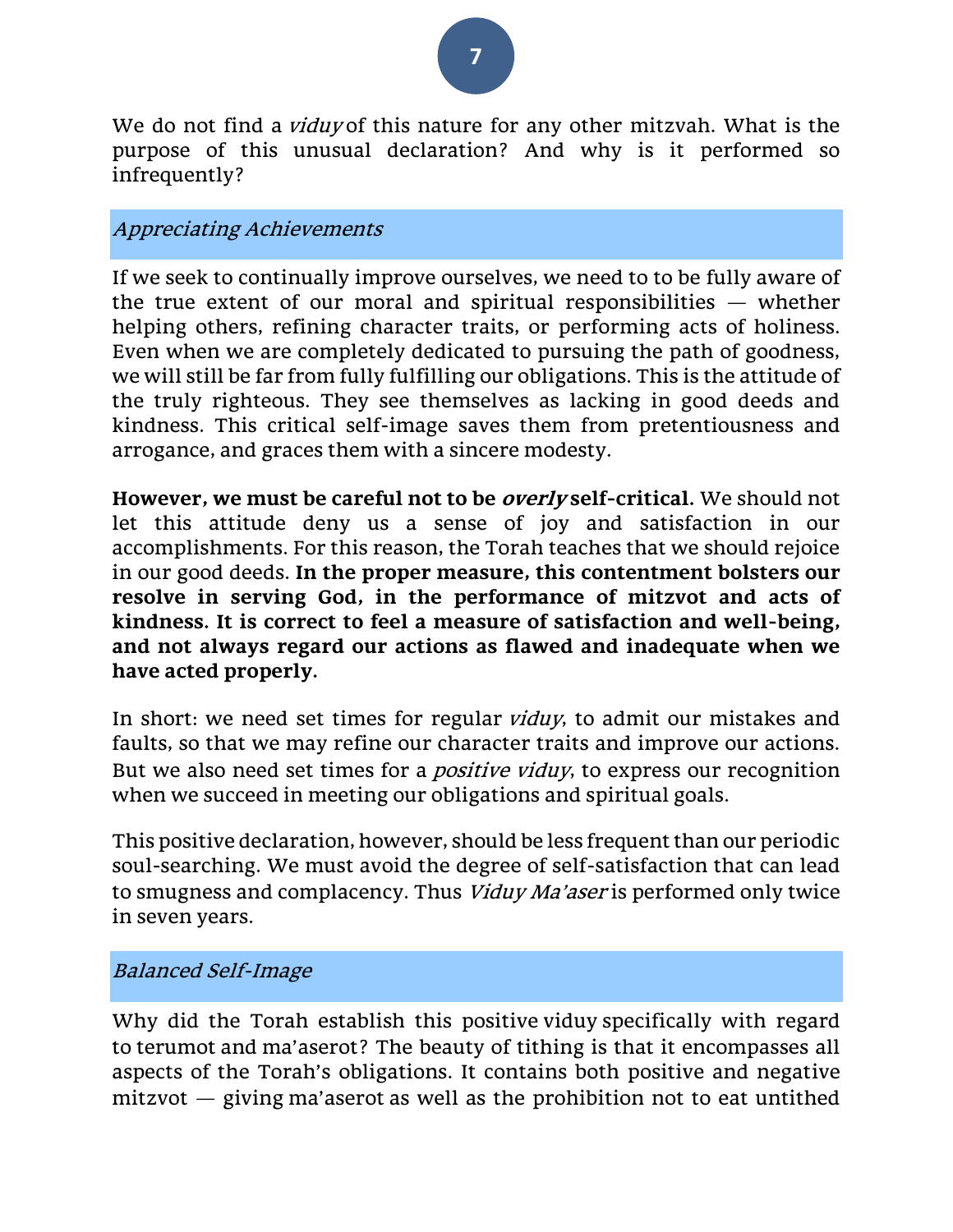We do not find a *viduy* of this nature for any other mitzvah. What is the purpose of this unusual declaration? And why is it performed so infrequently?

## *Appreciating Achievements*

If we seek to continually improve ourselves, we need to to be fully aware of the true extent of our moral and spiritual responsibilities — whether helping others, refining character traits, or performing acts of holiness. Even when we are completely dedicated to pursuing the path of goodness, we will still be far from fully fulfilling our obligations. This is the attitude of the truly righteous. They see themselves as lacking in good deeds and kindness. This critical self-image saves them from pretentiousness and arrogance, and graces them with a sincere modesty.

**However, we must be careful not to be *overly* self-critical.** We should not let this attitude deny us a sense of joy and satisfaction in our accomplishments. For this reason, the Torah teaches that we should rejoice in our good deeds. **In the proper measure, this contentment bolsters our resolve in serving God, in the performance of mitzvot and acts of kindness. It is correct to feel a measure of satisfaction and well-being, and not always regard our actions as flawed and inadequate when we have acted properly.**

In short: we need set times for regular *viduy*, to admit our mistakes and faults, so that we may refine our character traits and improve our actions. But we also need set times for a *positive viduy*, to express our recognition when we succeed in meeting our obligations and spiritual goals.

This positive declaration, however, should be less frequent than our periodic soul-searching. We must avoid the degree of self-satisfaction that can lead to smugness and complacency. Thus *Viduy Ma'aser* is performed only twice in seven years.

## *Balanced Self-Image*

Why did the Torah establish this positive viduy specifically with regard to terumot and ma'aserot? The beauty of tithing is that it encompasses all aspects of the Torah's obligations. It contains both positive and negative mitzvot — giving ma'aserot as well as the prohibition not to eat untithed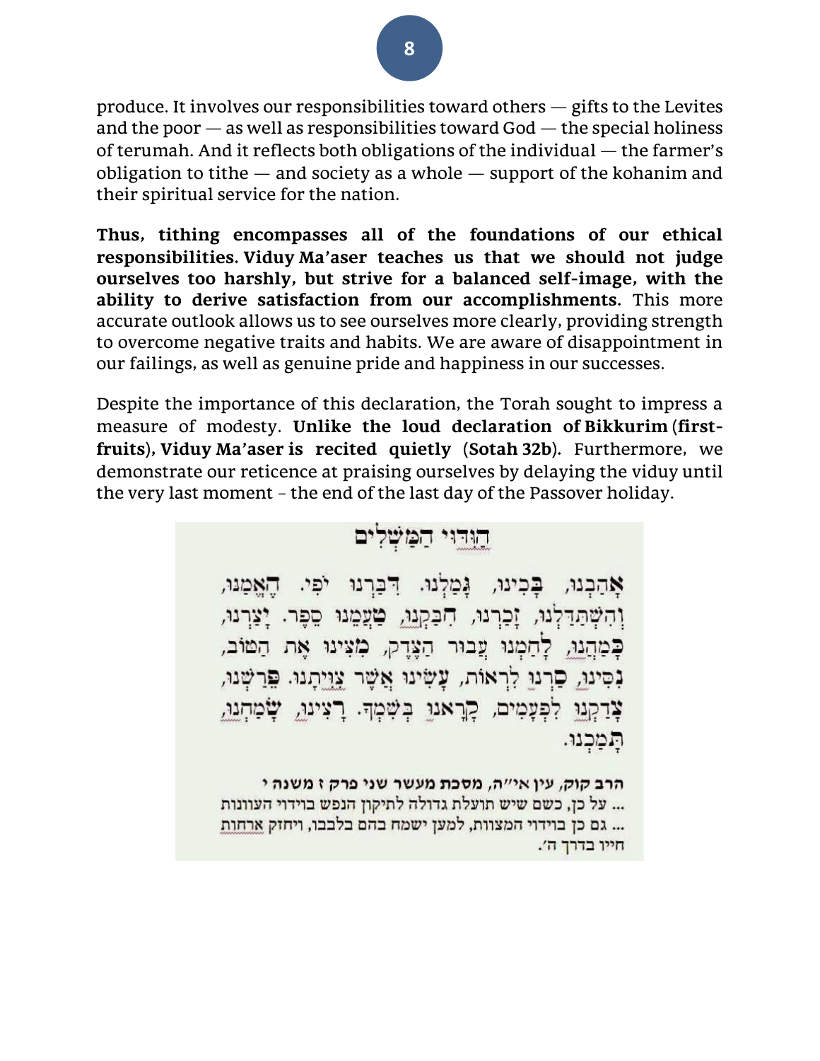produce. It involves our responsibilities toward others — gifts to the Levites and the poor — as well as responsibilities toward God — the special holiness of terumah. And it reflects both obligations of the individual — the farmer's obligation to tithe — and society as a whole — support of the kohanim and their spiritual service for the nation.

**Thus, tithing encompasses all of the foundations of our ethical responsibilities. Viduy Ma'aser teaches us that we should not judge ourselves too harshly, but strive for a balanced self-image, with the ability to derive satisfaction from our accomplishments.** This more accurate outlook allows us to see ourselves more clearly, providing strength to overcome negative traits and habits. We are aware of disappointment in our failings, as well as genuine pride and happiness in our successes.

Despite the importance of this declaration, the Torah sought to impress a measure of modesty. **Unlike the loud declaration of Bikkurim (first-fruits), Viduy Ma'aser is recited quietly (Sotah 32b).** Furthermore, we demonstrate our reticence at praising ourselves by delaying the viduy until the very last moment – the end of the last day of the Passover holiday.

הַוִּדּוּי הַמַּשְׁלִים

אָהַבְנוּ, בָּכִינוּ, גָּמַלְנוּ. דִּבַּרְנוּ יֹפִי. הֶאֱמַנּוּ, וְהִשְׁתַּדַּלְנוּ, זָכַרְנוּ, חִבַּקְנוּ, טָעַמְנוּ סֵפֶר. יָצַרְנוּ, כָּמַהְנוּ, לָחַמְנוּ עֲבוּר הַצֶּדֶק, מָצִינוּ אֶת הַטּוֹב, נִסִּינוּ, סַרְנוּ לִרְאוֹת, עָשִׂינוּ אֲשֶׁר צִוִּיתָנוּ. פֵּרַשְׁנוּ, צָדַקְנוּ לִפְעָמִים, קָרָאנוּ בְּשִׁמְךָ. רָצִינוּ, שָׂמַחְנוּ, תָּמַכְנוּ.

**הרב קוק, עין אי"ה, מסכת מעשר שני פרק ז משנה י**

... על כן, כשם שיש תועלת גדולה לתיקון הנפש בוידוי העוונות ... גם כן בוידוי המצוות, למען ישמח בהם בלבבו, ויחזק ארחות חייו בדרך ה'.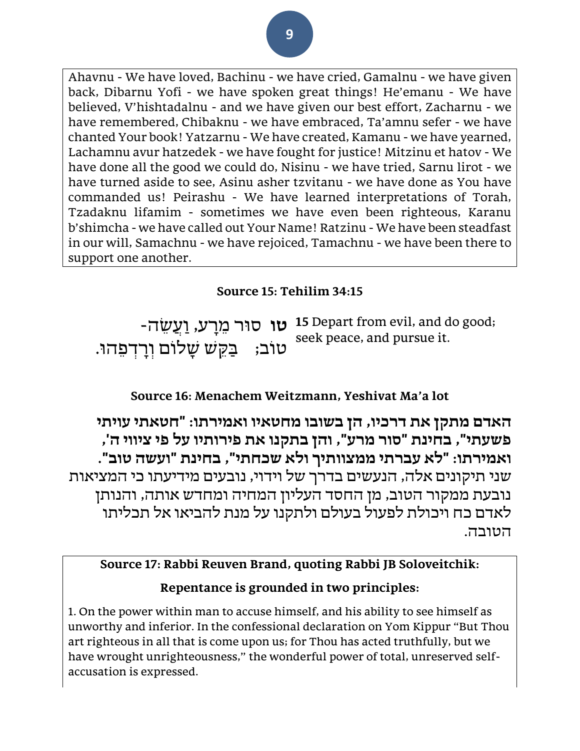Ahavnu - We have loved, Bachinu - we have cried, Gamalnu - we have given back, Dibarnu Yofi - we have spoken great things! He'emanu - We have believed, V'hishtadalnu - and we have given our best effort, Zacharnu - we have remembered, Chibaknu - we have embraced, Ta'amnu sefer - we have chanted Your book! Yatzarnu - We have created, Kamanu - we have yearned, Lachamnu avur hatzedek - we have fought for justice! Mitzinu et hatov - We have done all the good we could do, Nisinu - we have tried, Sarnu lirot - we have turned aside to see, Asinu asher tzvitanu - we have done as You have commanded us! Peirashu - We have learned interpretations of Torah, Tzadaknu lifamim - sometimes we have even been righteous, Karanu b'shimcha - we have called out Your Name! Ratzinu - We have been steadfast in our will, Samachnu - we have rejoiced, Tamachnu - we have been there to support one another.

**Source 15: Tehilim 34:15**

**טו** סוּר מֵרָע, וַעֲשֵׂה-טוֹב; בַּקֵּשׁ שָׁלוֹם וְרָדְפֵהוּ.

**15** Depart from evil, and do good; seek peace, and pursue it.

**Source 16: Menachem Weitzmann, Yeshivat Ma'a lot**

**האדם מתקן את דרכיו, הן בשובו מחטאיו ואמירתו: "חטאתי עויתי פשעתי", בחינת "סור מרע", והן בתקנו את פירותיו על פי ציווי ה', ואמירתו: "לא עברתי ממצוותיך ולא שכחתי", בחינת "ועשה טוב".**
שני תיקונים אלה, הנעשים בדרך של וידוי, נובעים מידיעתו כי המציאות נובעת ממקור הטוב, מן החסד העליון המחיה ומחדש אותה, והנותן לאדם כח ויכולת לפעול בעולם ולתקנו על מנת להביאו אל תכליתו הטובה.

**Source 17: Rabbi Reuven Brand, quoting Rabbi JB Soloveitchik:**

**Repentance is grounded in two principles:**

1. On the power within man to accuse himself, and his ability to see himself as unworthy and inferior. In the confessional declaration on Yom Kippur "But Thou art righteous in all that is come upon us; for Thou has acted truthfully, but we have wrought unrighteousness," the wonderful power of total, unreserved self-accusation is expressed.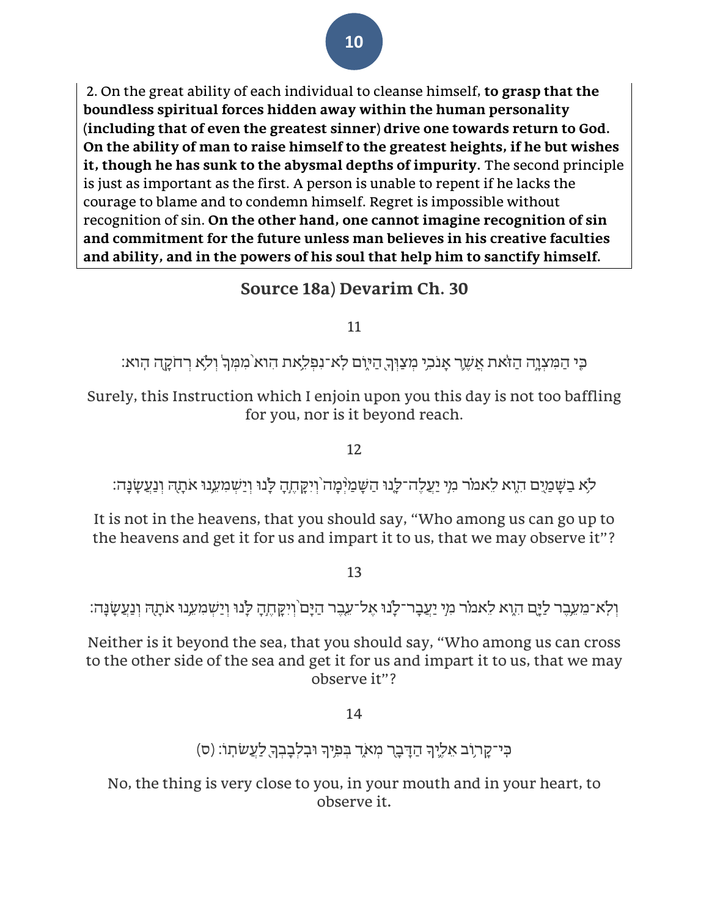2. On the great ability of each individual to cleanse himself, **to grasp that the boundless spiritual forces hidden away within the human personality (including that of even the greatest sinner) drive one towards return to God. On the ability of man to raise himself to the greatest heights, if he but wishes it, though he has sunk to the abysmal depths of impurity.** The second principle is just as important as the first. A person is unable to repent if he lacks the courage to blame and to condemn himself. Regret is impossible without recognition of sin. **On the other hand, one cannot imagine recognition of sin and commitment for the future unless man believes in his creative faculties and ability, and in the powers of his soul that help him to sanctify himself.**

## Source 18a) Devarim Ch. 30

11

כִּ֚י הַמִּצְוָ֣ה הַזֹּ֔את אֲשֶׁ֛ר אָנֹכִ֥י מְצַוְּךָ֖ הַיּ֑וֹם לֹא־נִפְלֵ֥את הִוא֙ מִמְּךָ֔ וְלֹ֥א רְחֹקָ֖ה הִֽוא׃

Surely, this Instruction which I enjoin upon you this day is not too baffling for you, nor is it beyond reach.

12

לֹ֥א בַשָּׁמַ֖יִם הִ֑וא לֵאמֹ֗ר מִ֣י יַעֲלֶה־לָּ֤נוּ הַשָּׁמַ֙יְמָה֙ וְיִקָּחֶ֣הָ לָּ֔נוּ וְיַשְׁמִעֵ֥נוּ אֹתָ֖הּ וְנַעֲשֶֽׂנָּה׃

It is not in the heavens, that you should say, “Who among us can go up to the heavens and get it for us and impart it to us, that we may observe it”?

13

וְלֹֽא־מֵעֵ֥בֶר לַיָּ֖ם הִ֑וא לֵאמֹ֗ר מִ֣י יַעֲבָר־לָ֜נוּ אֶל־עֵ֤בֶר הַיָּם֙ וְיִקָּחֶ֣הָ לָּ֔נוּ וְיַשְׁמִעֵ֥נוּ אֹתָ֖הּ וְנַעֲשֶֽׂנָּה׃

Neither is it beyond the sea, that you should say, “Who among us can cross to the other side of the sea and get it for us and impart it to us, that we may observe it”?

14

כִּֽי־קָר֥וֹב אֵלֶ֛יךָ הַדָּבָ֖ר מְאֹ֑ד בְּפִ֥יךָ וּבִֽלְבָבְךָ֖ לַעֲשֹׂתֽוֹ׃ (ס)

No, the thing is very close to you, in your mouth and in your heart, to observe it.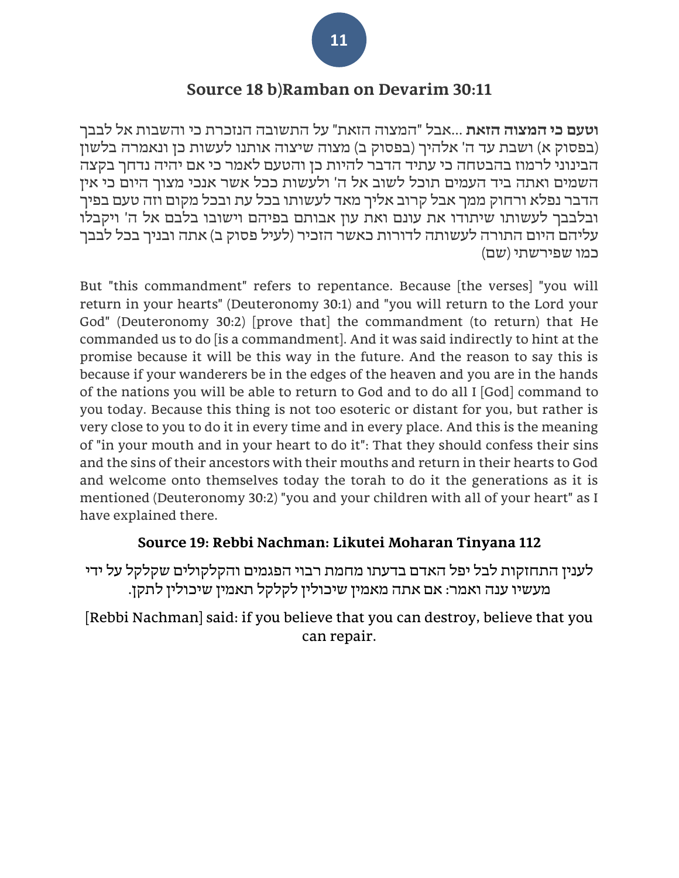## Source 18 b)Ramban on Devarim 30:11

**וטעם כי המצוה הזאת** ...אבל "המצוה הזאת" על התשובה הנזכרת כי והשבות אל לבבך (בפסוק א) ושבת עד ה' אלהיך (בפסוק ב) מצוה שיצוה אותנו לעשות כן ונאמרה בלשון הבינוני לרמוז בהבטחה כי עתיד הדבר להיות כן והטעם לאמר כי אם יהיה נדחך בקצה השמים ואתה ביד העמים תוכל לשוב אל ה' ולעשות ככל אשר אנכי מצוך היום כי אין הדבר נפלא ורחוק ממך אבל קרוב אליך מאד לעשותו בכל עת ובכל מקום וזה טעם בפיך ובלבבך לעשותו שיתודו את עונם ואת עון אבותם בפיהם וישובו בלבם אל ה' ויקבלו עליהם היום התורה לעשותה לדורות כאשר הזכיר (לעיל פסוק ב) אתה ובניך בכל לבבך כמו שפירשתי (שם)

But "this commandment" refers to repentance. Because [the verses] "you will return in your hearts" (Deuteronomy 30:1) and "you will return to the Lord your God" (Deuteronomy 30:2) [prove that] the commandment (to return) that He commanded us to do [is a commandment]. And it was said indirectly to hint at the promise because it will be this way in the future. And the reason to say this is because if your wanderers be in the edges of the heaven and you are in the hands of the nations you will be able to return to God and to do all I [God] command to you today. Because this thing is not too esoteric or distant for you, but rather is very close to you to do it in every time and in every place. And this is the meaning of "in your mouth and in your heart to do it": That they should confess their sins and the sins of their ancestors with their mouths and return in their hearts to God and welcome onto themselves today the torah to do it the generations as it is mentioned (Deuteronomy 30:2) "you and your children with all of your heart" as I have explained there.

## Source 19: Rebbi Nachman: Likutei Moharan Tinyana 112

לענין התחזקות לבל יפל האדם בדעתו מחמת רבוי הפגמים והקלקולים שקלקל על ידי מעשיו ענה ואמר: אם אתה מאמין שיכולין לקלקל תאמין שיכולין לתקן.

[Rebbi Nachman] said: if you believe that you can destroy, believe that you can repair.